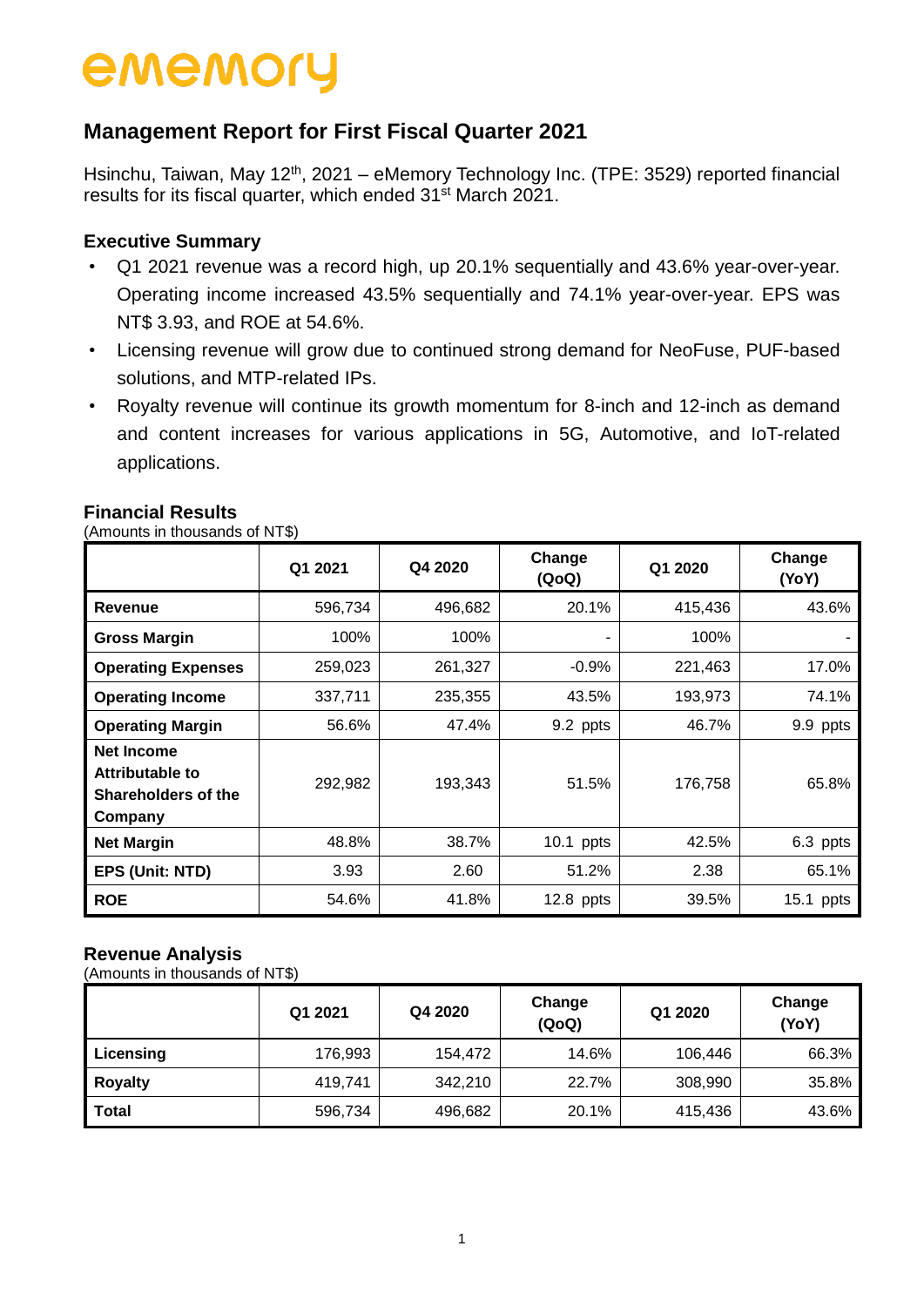# ememory

## Management Report for First Fiscal Quarter 2021

Hsinchu, Taiwan, May 12th, 2021 – eMemory Technology Inc. (TPE: 3529) reported financial results for its fiscal quarter, which ended 31st March 2021.

### Executive Summary

- Q1 2021 revenue was a record high, up 20.1% sequentially and 43.6% year-over-year. Operating income increased 43.5% sequentially and 74.1% year-over-year. EPS was NT$ 3.93, and ROE at 54.6%.
- Licensing revenue will grow due to continued strong demand for NeoFuse, PUF-based solutions, and MTP-related IPs.
- Royalty revenue will continue its growth momentum for 8-inch and 12-inch as demand and content increases for various applications in 5G, Automotive, and IoT-related applications.

### Financial Results

(Amounts in thousands of NT$)

| | Q1 2021 | Q4 2020 | Change (QoQ) | Q1 2020 | Change (YoY) |
|---|---|---|---|---|---|
| **Revenue** | 596,734 | 496,682 | 20.1% | 415,436 | 43.6% |
| **Gross Margin** | 100% | 100% | - | 100% | - |
| **Operating Expenses** | 259,023 | 261,327 | -0.9% | 221,463 | 17.0% |
| **Operating Income** | 337,711 | 235,355 | 43.5% | 193,973 | 74.1% |
| **Operating Margin** | 56.6% | 47.4% | 9.2 ppts | 46.7% | 9.9 ppts |
| **Net Income Attributable to Shareholders of the Company** | 292,982 | 193,343 | 51.5% | 176,758 | 65.8% |
| **Net Margin** | 48.8% | 38.7% | 10.1 ppts | 42.5% | 6.3 ppts |
| **EPS (Unit: NTD)** | 3.93 | 2.60 | 51.2% | 2.38 | 65.1% |
| **ROE** | 54.6% | 41.8% | 12.8 ppts | 39.5% | 15.1 ppts |

### Revenue Analysis

(Amounts in thousands of NT$)

| | Q1 2021 | Q4 2020 | Change (QoQ) | Q1 2020 | Change (YoY) |
|---|---|---|---|---|---|
| **Licensing** | 176,993 | 154,472 | 14.6% | 106,446 | 66.3% |
| **Royalty** | 419,741 | 342,210 | 22.7% | 308,990 | 35.8% |
| **Total** | 596,734 | 496,682 | 20.1% | 415,436 | 43.6% |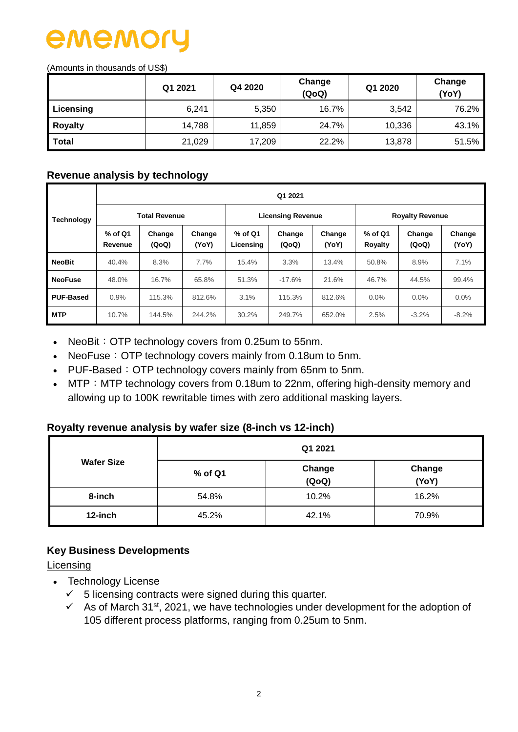ememory

(Amounts in thousands of US$)

| | Q1 2021 | Q4 2020 | Change (QoQ) | Q1 2020 | Change (YoY) |
|---|---|---|---|---|---|
| **Licensing** | 6,241 | 5,350 | 16.7% | 3,542 | 76.2% |
| **Royalty** | 14,788 | 11,859 | 24.7% | 10,336 | 43.1% |
| **Total** | 21,029 | 17,209 | 22.2% | 13,878 | 51.5% |

### Revenue analysis by technology

| Technology | Q1 2021 | | | | | | | | |
|---|---|---|---|---|---|---|---|---|---|
| | Total Revenue | | | Licensing Revenue | | | Royalty Revenue | | |
| | % of Q1 Revenue | Change (QoQ) | Change (YoY) | % of Q1 Licensing | Change (QoQ) | Change (YoY) | % of Q1 Royalty | Change (QoQ) | Change (YoY) |
| **NeoBit** | 40.4% | 8.3% | 7.7% | 15.4% | 3.3% | 13.4% | 50.8% | 8.9% | 7.1% |
| **NeoFuse** | 48.0% | 16.7% | 65.8% | 51.3% | -17.6% | 21.6% | 46.7% | 44.5% | 99.4% |
| **PUF-Based** | 0.9% | 115.3% | 812.6% | 3.1% | 115.3% | 812.6% | 0.0% | 0.0% | 0.0% |
| **MTP** | 10.7% | 144.5% | 244.2% | 30.2% | 249.7% | 652.0% | 2.5% | -3.2% | -8.2% |

- NeoBit：OTP technology covers from 0.25um to 55nm.
- NeoFuse：OTP technology covers mainly from 0.18um to 5nm.
- PUF-Based：OTP technology covers mainly from 65nm to 5nm.
- MTP：MTP technology covers from 0.18um to 22nm, offering high-density memory and allowing up to 100K rewritable times with zero additional masking layers.

### Royalty revenue analysis by wafer size (8-inch vs 12-inch)

| Wafer Size | Q1 2021 | | |
|---|---|---|---|
| | % of Q1 | Change (QoQ) | Change (YoY) |
| **8-inch** | 54.8% | 10.2% | 16.2% |
| **12-inch** | 45.2% | 42.1% | 70.9% |

### Key Business Developments

Licensing

- Technology License
  - ✓ 5 licensing contracts were signed during this quarter.
  - ✓ As of March 31st, 2021, we have technologies under development for the adoption of 105 different process platforms, ranging from 0.25um to 5nm.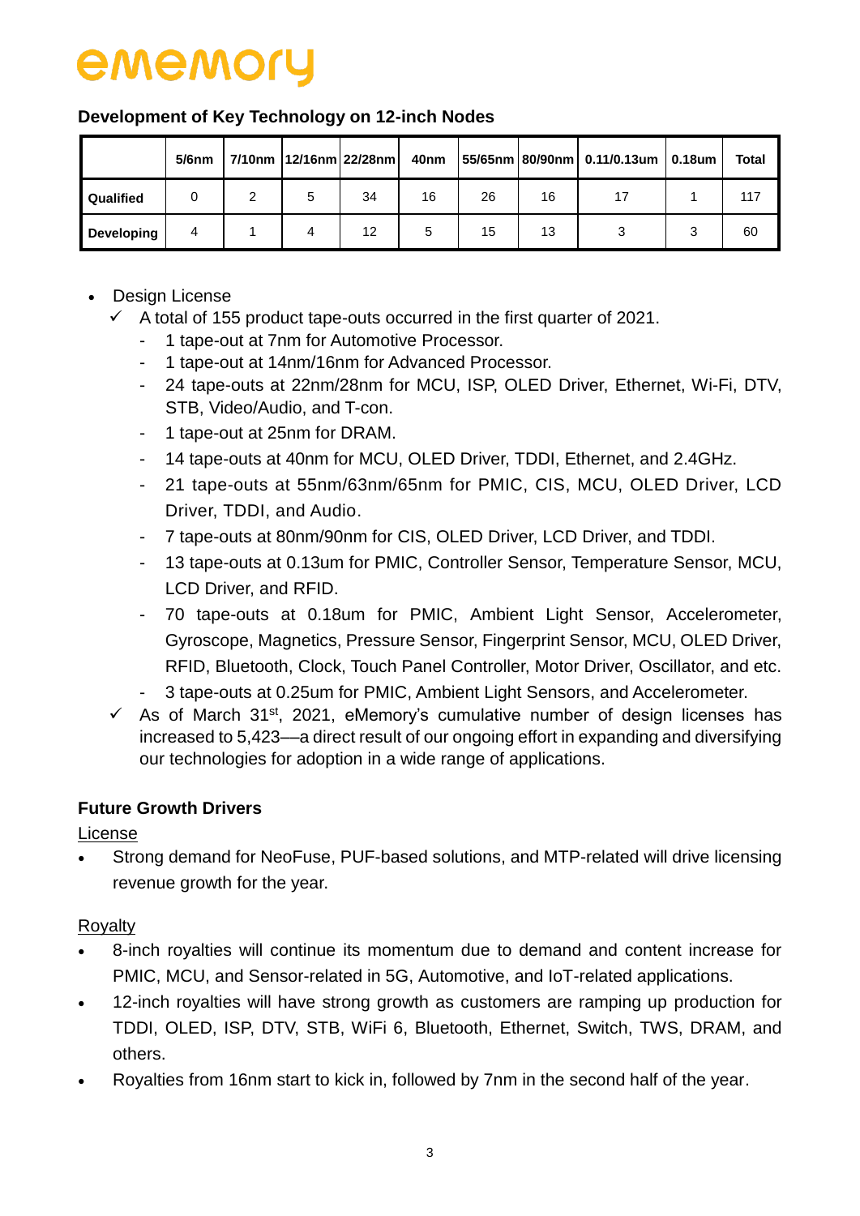## Development of Key Technology on 12-inch Nodes

| | 5/6nm | 7/10nm | 12/16nm | 22/28nm | 40nm | 55/65nm | 80/90nm | 0.11/0.13um | 0.18um | Total |
|---|---|---|---|---|---|---|---|---|---|---|
| **Qualified** | 0 | 2 | 5 | 34 | 16 | 26 | 16 | 17 | 1 | 117 |
| **Developing** | 4 | 1 | 4 | 12 | 5 | 15 | 13 | 3 | 3 | 60 |

- Design License
  - ✓ A total of 155 product tape-outs occurred in the first quarter of 2021.
    - 1 tape-out at 7nm for Automotive Processor.
    - 1 tape-out at 14nm/16nm for Advanced Processor.
    - 24 tape-outs at 22nm/28nm for MCU, ISP, OLED Driver, Ethernet, Wi-Fi, DTV, STB, Video/Audio, and T-con.
    - 1 tape-out at 25nm for DRAM.
    - 14 tape-outs at 40nm for MCU, OLED Driver, TDDI, Ethernet, and 2.4GHz.
    - 21 tape-outs at 55nm/63nm/65nm for PMIC, CIS, MCU, OLED Driver, LCD Driver, TDDI, and Audio.
    - 7 tape-outs at 80nm/90nm for CIS, OLED Driver, LCD Driver, and TDDI.
    - 13 tape-outs at 0.13um for PMIC, Controller Sensor, Temperature Sensor, MCU, LCD Driver, and RFID.
    - 70 tape-outs at 0.18um for PMIC, Ambient Light Sensor, Accelerometer, Gyroscope, Magnetics, Pressure Sensor, Fingerprint Sensor, MCU, OLED Driver, RFID, Bluetooth, Clock, Touch Panel Controller, Motor Driver, Oscillator, and etc.
    - 3 tape-outs at 0.25um for PMIC, Ambient Light Sensors, and Accelerometer.
  - ✓ As of March 31st, 2021, eMemory's cumulative number of design licenses has increased to 5,423––a direct result of our ongoing effort in expanding and diversifying our technologies for adoption in a wide range of applications.

### Future Growth Drivers

<u>License</u>

- Strong demand for NeoFuse, PUF-based solutions, and MTP-related will drive licensing revenue growth for the year.

<u>Royalty</u>

- 8-inch royalties will continue its momentum due to demand and content increase for PMIC, MCU, and Sensor-related in 5G, Automotive, and IoT-related applications.
- 12-inch royalties will have strong growth as customers are ramping up production for TDDI, OLED, ISP, DTV, STB, WiFi 6, Bluetooth, Ethernet, Switch, TWS, DRAM, and others.
- Royalties from 16nm start to kick in, followed by 7nm in the second half of the year.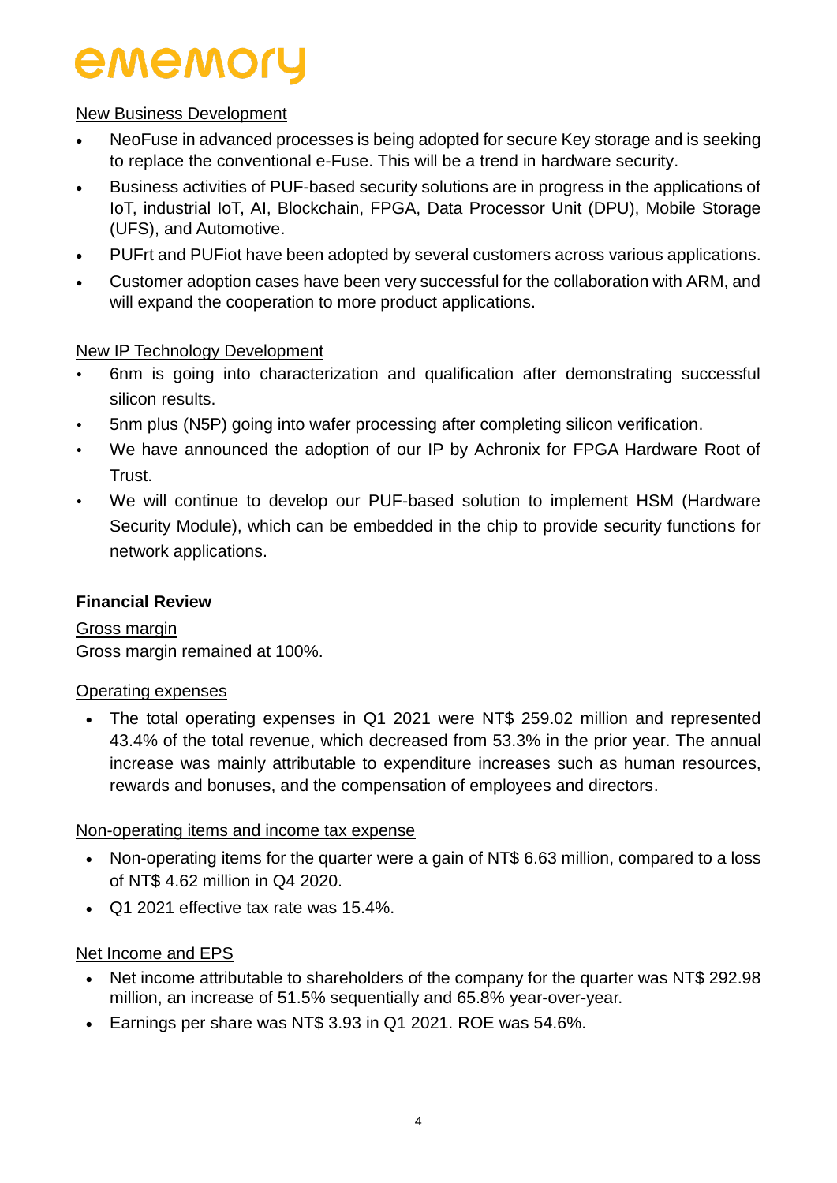New Business Development

- NeoFuse in advanced processes is being adopted for secure Key storage and is seeking to replace the conventional e-Fuse. This will be a trend in hardware security.
- Business activities of PUF-based security solutions are in progress in the applications of IoT, industrial IoT, AI, Blockchain, FPGA, Data Processor Unit (DPU), Mobile Storage (UFS), and Automotive.
- PUFrt and PUFiot have been adopted by several customers across various applications.
- Customer adoption cases have been very successful for the collaboration with ARM, and will expand the cooperation to more product applications.

New IP Technology Development

- 6nm is going into characterization and qualification after demonstrating successful silicon results.
- 5nm plus (N5P) going into wafer processing after completing silicon verification.
- We have announced the adoption of our IP by Achronix for FPGA Hardware Root of Trust.
- We will continue to develop our PUF-based solution to implement HSM (Hardware Security Module), which can be embedded in the chip to provide security functions for network applications.

**Financial Review**

Gross margin

Gross margin remained at 100%.

Operating expenses

- The total operating expenses in Q1 2021 were NT$ 259.02 million and represented 43.4% of the total revenue, which decreased from 53.3% in the prior year. The annual increase was mainly attributable to expenditure increases such as human resources, rewards and bonuses, and the compensation of employees and directors.

Non-operating items and income tax expense

- Non-operating items for the quarter were a gain of NT$ 6.63 million, compared to a loss of NT$ 4.62 million in Q4 2020.
- Q1 2021 effective tax rate was 15.4%.

Net Income and EPS

- Net income attributable to shareholders of the company for the quarter was NT$ 292.98 million, an increase of 51.5% sequentially and 65.8% year-over-year.
- Earnings per share was NT$ 3.93 in Q1 2021. ROE was 54.6%.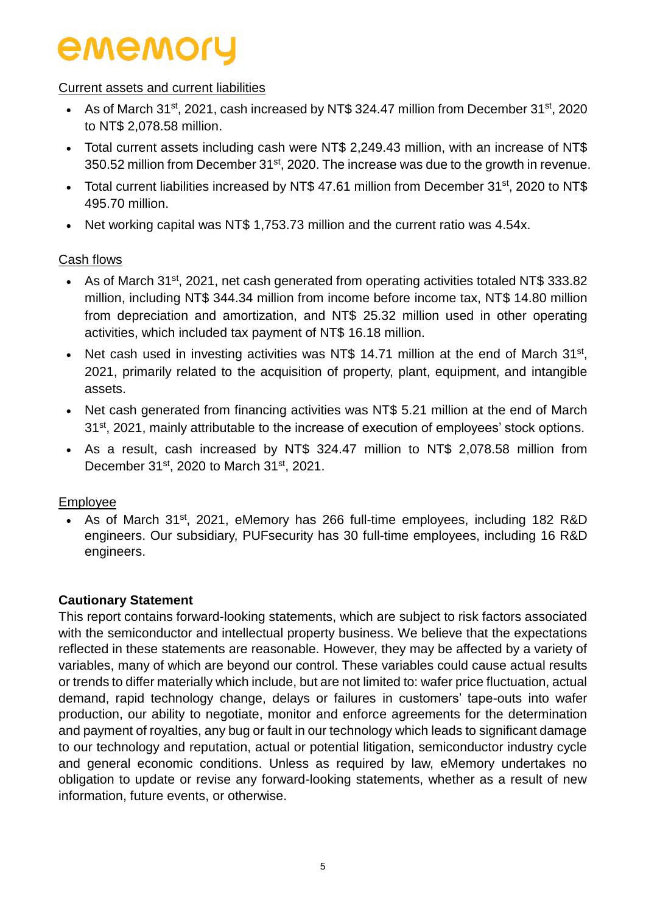Current assets and current liabilities

- As of March 31st, 2021, cash increased by NT$ 324.47 million from December 31st, 2020 to NT$ 2,078.58 million.
- Total current assets including cash were NT$ 2,249.43 million, with an increase of NT$ 350.52 million from December 31st, 2020. The increase was due to the growth in revenue.
- Total current liabilities increased by NT$ 47.61 million from December 31st, 2020 to NT$ 495.70 million.
- Net working capital was NT$ 1,753.73 million and the current ratio was 4.54x.

Cash flows

- As of March 31st, 2021, net cash generated from operating activities totaled NT$ 333.82 million, including NT$ 344.34 million from income before income tax, NT$ 14.80 million from depreciation and amortization, and NT$ 25.32 million used in other operating activities, which included tax payment of NT$ 16.18 million.
- Net cash used in investing activities was NT$ 14.71 million at the end of March 31st, 2021, primarily related to the acquisition of property, plant, equipment, and intangible assets.
- Net cash generated from financing activities was NT$ 5.21 million at the end of March 31st, 2021, mainly attributable to the increase of execution of employees' stock options.
- As a result, cash increased by NT$ 324.47 million to NT$ 2,078.58 million from December 31st, 2020 to March 31st, 2021.

Employee

- As of March 31st, 2021, eMemory has 266 full-time employees, including 182 R&D engineers. Our subsidiary, PUFsecurity has 30 full-time employees, including 16 R&D engineers.

**Cautionary Statement**

This report contains forward-looking statements, which are subject to risk factors associated with the semiconductor and intellectual property business. We believe that the expectations reflected in these statements are reasonable. However, they may be affected by a variety of variables, many of which are beyond our control. These variables could cause actual results or trends to differ materially which include, but are not limited to: wafer price fluctuation, actual demand, rapid technology change, delays or failures in customers' tape-outs into wafer production, our ability to negotiate, monitor and enforce agreements for the determination and payment of royalties, any bug or fault in our technology which leads to significant damage to our technology and reputation, actual or potential litigation, semiconductor industry cycle and general economic conditions. Unless as required by law, eMemory undertakes no obligation to update or revise any forward-looking statements, whether as a result of new information, future events, or otherwise.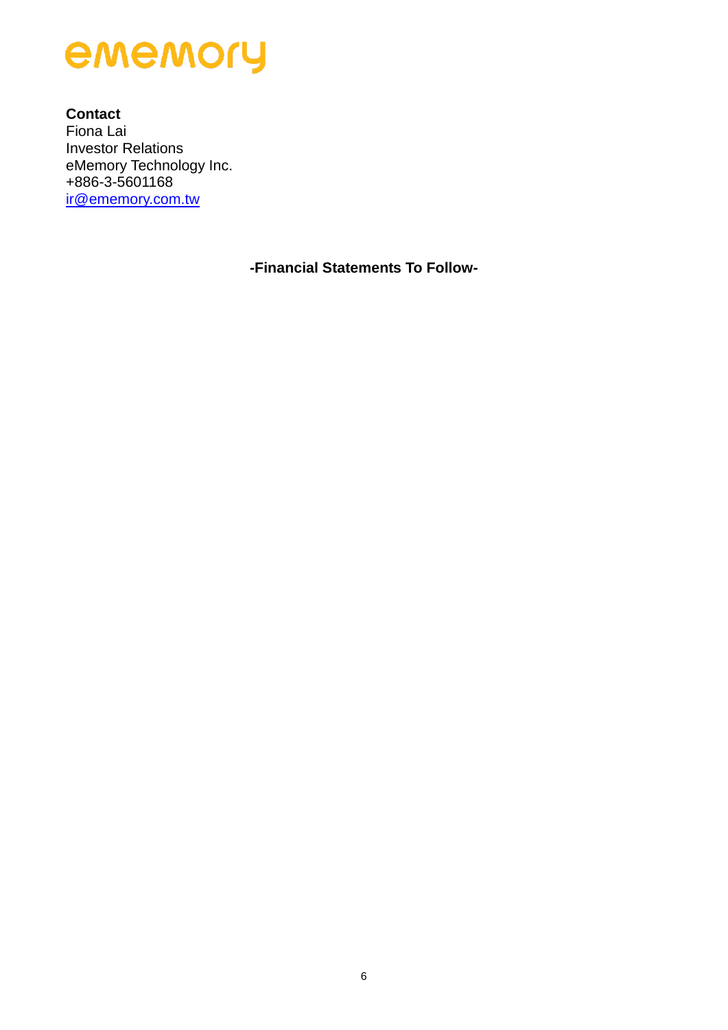ememory

**Contact**
Fiona Lai
Investor Relations
eMemory Technology Inc.
+886-3-5601168
ir@ememory.com.tw

**-Financial Statements To Follow-**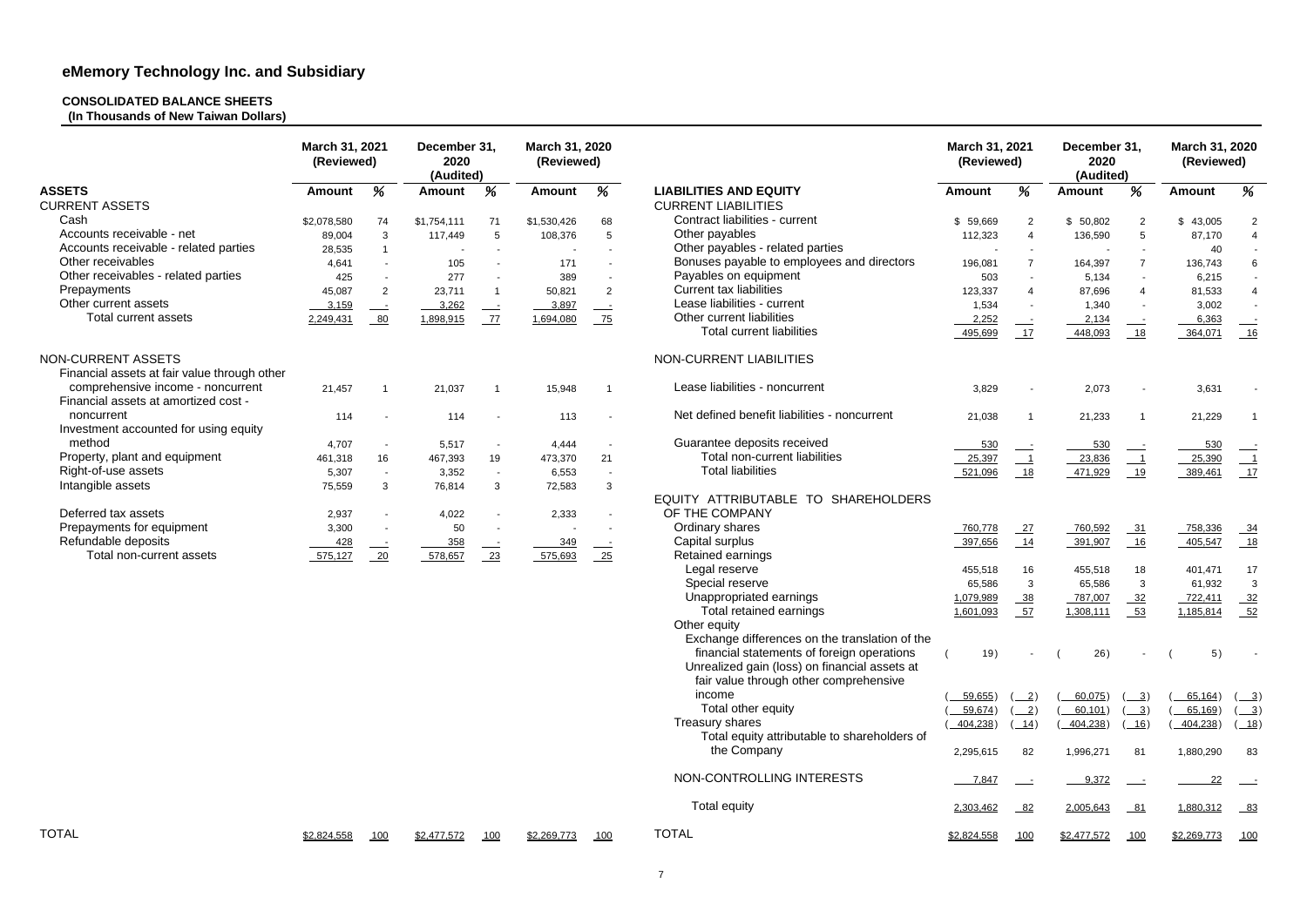# eMemory Technology Inc. and Subsidiary

## CONSOLIDATED BALANCE SHEETS
**(In Thousands of New Taiwan Dollars)**

| ASSETS | March 31, 2021 (Reviewed) Amount | % | December 31, 2020 (Audited) Amount | % | March 31, 2020 (Reviewed) Amount | % |
|---|---|---|---|---|---|---|
| **CURRENT ASSETS** | | | | | | |
| Cash | $2,078,580 | 74 | $1,754,111 | 71 | $1,530,426 | 68 |
| Accounts receivable - net | 89,004 | 3 | 117,449 | 5 | 108,376 | 5 |
| Accounts receivable - related parties | 28,535 | 1 | - | - | - | - |
| Other receivables | 4,641 | - | 105 | - | 171 | - |
| Other receivables - related parties | 425 | - | 277 | - | 389 | - |
| Prepayments | 45,087 | 2 | 23,711 | 1 | 50,821 | 2 |
| Other current assets | 3,159 | - | 3,262 | - | 3,897 | - |
| Total current assets | 2,249,431 | 80 | 1,898,915 | 77 | 1,694,080 | 75 |
| **NON-CURRENT ASSETS** | | | | | | |
| Financial assets at fair value through other comprehensive income - noncurrent | 21,457 | 1 | 21,037 | 1 | 15,948 | 1 |
| Financial assets at amortized cost - noncurrent | 114 | - | 114 | - | 113 | - |
| Investment accounted for using equity method | 4,707 | - | 5,517 | - | 4,444 | - |
| Property, plant and equipment | 461,318 | 16 | 467,393 | 19 | 473,370 | 21 |
| Right-of-use assets | 5,307 | - | 3,352 | - | 6,553 | - |
| Intangible assets | 75,559 | 3 | 76,814 | 3 | 72,583 | 3 |
| Deferred tax assets | 2,937 | - | 4,022 | - | 2,333 | - |
| Prepayments for equipment | 3,300 | - | 50 | - | - | - |
| Refundable deposits | 428 | - | 358 | - | 349 | - |
| Total non-current assets | 575,127 | 20 | 578,657 | 23 | 575,693 | 25 |
| **TOTAL** | $2,824,558 | 100 | $2,477,572 | 100 | $2,269,773 | 100 |

| LIABILITIES AND EQUITY | March 31, 2021 (Reviewed) Amount | % | December 31, 2020 (Audited) Amount | % | March 31, 2020 (Reviewed) Amount | % |
|---|---|---|---|---|---|---|
| **CURRENT LIABILITIES** | | | | | | |
| Contract liabilities - current | $ 59,669 | 2 | $ 50,802 | 2 | $ 43,005 | 2 |
| Other payables | 112,323 | 4 | 136,590 | 5 | 87,170 | 4 |
| Other payables - related parties | - | - | - | - | 40 | - |
| Bonuses payable to employees and directors | 196,081 | 7 | 164,397 | 7 | 136,743 | 6 |
| Payables on equipment | 503 | - | 5,134 | - | 6,215 | - |
| Current tax liabilities | 123,337 | 4 | 87,696 | 4 | 81,533 | 4 |
| Lease liabilities - current | 1,534 | - | 1,340 | - | 3,002 | - |
| Other current liabilities | 2,252 | - | 2,134 | - | 6,363 | - |
| Total current liabilities | 495,699 | 17 | 448,093 | 18 | 364,071 | 16 |
| **NON-CURRENT LIABILITIES** | | | | | | |
| Lease liabilities - noncurrent | 3,829 | - | 2,073 | - | 3,631 | - |
| Net defined benefit liabilities - noncurrent | 21,038 | 1 | 21,233 | 1 | 21,229 | 1 |
| Guarantee deposits received | 530 | - | 530 | - | 530 | - |
| Total non-current liabilities | 25,397 | 1 | 23,836 | 1 | 25,390 | 1 |
| Total liabilities | 521,096 | 18 | 471,929 | 19 | 389,461 | 17 |
| **EQUITY ATTRIBUTABLE TO SHAREHOLDERS OF THE COMPANY** | | | | | | |
| Ordinary shares | 760,778 | 27 | 760,592 | 31 | 758,336 | 34 |
| Capital surplus | 397,656 | 14 | 391,907 | 16 | 405,547 | 18 |
| Retained earnings | | | | | | |
| Legal reserve | 455,518 | 16 | 455,518 | 18 | 401,471 | 17 |
| Special reserve | 65,586 | 3 | 65,586 | 3 | 61,932 | 3 |
| Unappropriated earnings | 1,079,989 | 38 | 787,007 | 32 | 722,411 | 32 |
| Total retained earnings | 1,601,093 | 57 | 1,308,111 | 53 | 1,185,814 | 52 |
| Other equity | | | | | | |
| Exchange differences on the translation of the financial statements of foreign operations | ( 19) | - | ( 26) | - | ( 5) | - |
| Unrealized gain (loss) on financial assets at fair value through other comprehensive income | ( 59,655) | ( 2) | ( 60,075) | ( 3) | ( 65,164) | ( 3) |
| Total other equity | ( 59,674) | ( 2) | ( 60,101) | ( 3) | ( 65,169) | ( 3) |
| Treasury shares | ( 404,238) | ( 14) | ( 404,238) | ( 16) | ( 404,238) | ( 18) |
| Total equity attributable to shareholders of the Company | 2,295,615 | 82 | 1,996,271 | 81 | 1,880,290 | 83 |
| NON-CONTROLLING INTERESTS | 7,847 | - | 9,372 | - | 22 | - |
| Total equity | 2,303,462 | 82 | 2,005,643 | 81 | 1,880,312 | 83 |
| **TOTAL** | $2,824,558 | 100 | $2,477,572 | 100 | $2,269,773 | 100 |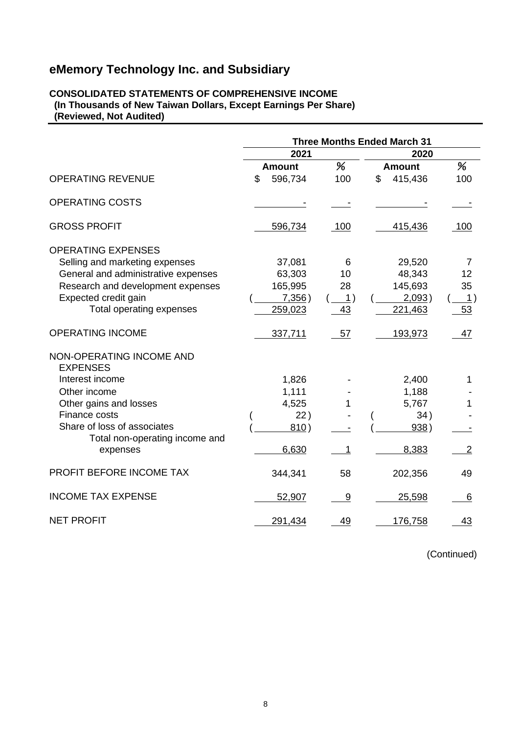# eMemory Technology Inc. and Subsidiary

**CONSOLIDATED STATEMENTS OF COMPREHENSIVE INCOME**
**(In Thousands of New Taiwan Dollars, Except Earnings Per Share)**
**(Reviewed, Not Audited)**

| | Three Months Ended March 31 | | | |
|---|---|---|---|---|
| | 2021 | | 2020 | |
| | Amount | % | Amount | % |
| OPERATING REVENUE | $ 596,734 | 100 | $ 415,436 | 100 |
| OPERATING COSTS | - | - | - | - |
| GROSS PROFIT | 596,734 | 100 | 415,436 | 100 |
| OPERATING EXPENSES | | | | |
| Selling and marketing expenses | 37,081 | 6 | 29,520 | 7 |
| General and administrative expenses | 63,303 | 10 | 48,343 | 12 |
| Research and development expenses | 165,995 | 28 | 145,693 | 35 |
| Expected credit gain | ( 7,356 ) | ( 1 ) | ( 2,093 ) | ( 1 ) |
| Total operating expenses | 259,023 | 43 | 221,463 | 53 |
| OPERATING INCOME | 337,711 | 57 | 193,973 | 47 |
| NON-OPERATING INCOME AND EXPENSES | | | | |
| Interest income | 1,826 | - | 2,400 | 1 |
| Other income | 1,111 | - | 1,188 | - |
| Other gains and losses | 4,525 | 1 | 5,767 | 1 |
| Finance costs | ( 22 ) | - | ( 34 ) | - |
| Share of loss of associates | ( 810 ) | - | ( 938 ) | - |
| Total non-operating income and expenses | 6,630 | 1 | 8,383 | 2 |
| PROFIT BEFORE INCOME TAX | 344,341 | 58 | 202,356 | 49 |
| INCOME TAX EXPENSE | 52,907 | 9 | 25,598 | 6 |
| NET PROFIT | 291,434 | 49 | 176,758 | 43 |

(Continued)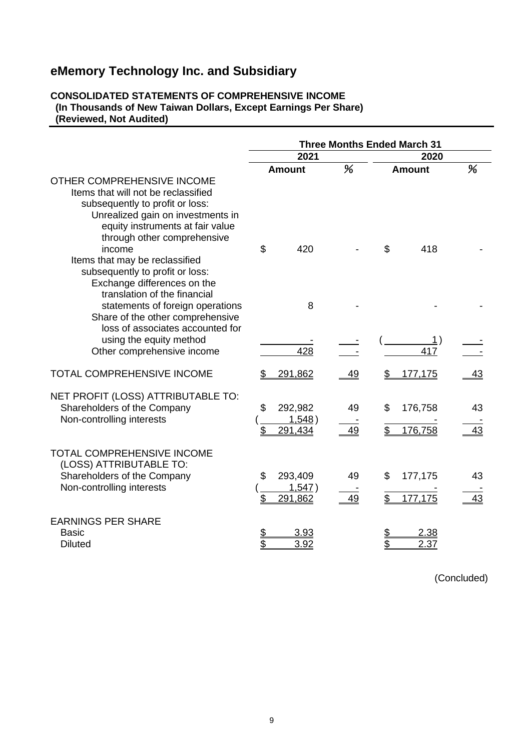# eMemory Technology Inc. and Subsidiary

**CONSOLIDATED STATEMENTS OF COMPREHENSIVE INCOME**
**(In Thousands of New Taiwan Dollars, Except Earnings Per Share)**
**(Reviewed, Not Audited)**

| | Three Months Ended March 31 | | | |
|---|---|---|---|---|
| | 2021 | | 2020 | |
| | Amount | % | Amount | % |
| OTHER COMPREHENSIVE INCOME | | | | |
| Items that will not be reclassified subsequently to profit or loss: | | | | |
| Unrealized gain on investments in equity instruments at fair value through other comprehensive income | $ 420 | - | $ 418 | - |
| Items that may be reclassified subsequently to profit or loss: | | | | |
| Exchange differences on the translation of the financial statements of foreign operations | 8 | - | - | - |
| Share of the other comprehensive loss of associates accounted for using the equity method | - | - | ( 1 ) | - |
| Other comprehensive income | 428 | - | 417 | - |
| TOTAL COMPREHENSIVE INCOME | $ 291,862 | 49 | $ 177,175 | 43 |
| NET PROFIT (LOSS) ATTRIBUTABLE TO: | | | | |
| Shareholders of the Company | $ 292,982 | 49 | $ 176,758 | 43 |
| Non-controlling interests | ( 1,548 ) | - | - | - |
| | $ 291,434 | 49 | $ 176,758 | 43 |
| TOTAL COMPREHENSIVE INCOME (LOSS) ATTRIBUTABLE TO: | | | | |
| Shareholders of the Company | $ 293,409 | 49 | $ 177,175 | 43 |
| Non-controlling interests | ( 1,547 ) | - | - | - |
| | $ 291,862 | 49 | $ 177,175 | 43 |
| EARNINGS PER SHARE | | | | |
| Basic | $ 3.93 | | $ 2.38 | |
| Diluted | $ 3.92 | | $ 2.37 | |

(Concluded)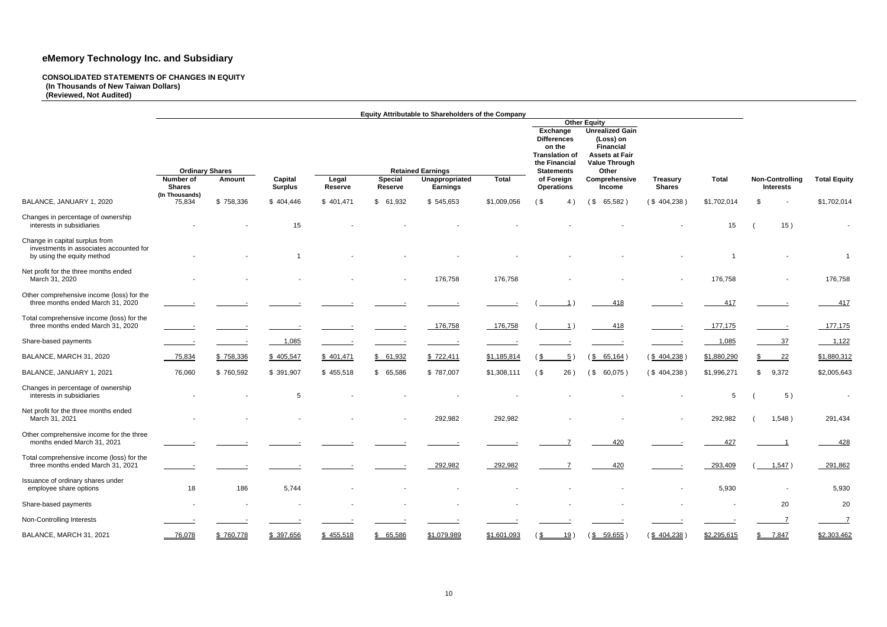# eMemory Technology Inc. and Subsidiary

**CONSOLIDATED STATEMENTS OF CHANGES IN EQUITY**
**(In Thousands of New Taiwan Dollars)**
**(Reviewed, Not Audited)**

| | Equity Attributable to Shareholders of the Company | | | | | | | | | | | | | |
|---|---|---|---|---|---|---|---|---|---|---|---|---|---|
| | | | | | | | | Other Equity | | | | | |
| | Ordinary Shares | | | Retained Earnings | | | | Exchange Differences on the Translation of the Financial Statements of Foreign Operations | Unrealized Gain (Loss) on Financial Assets at Fair Value Through Other Comprehensive Income | | | | |
| | Number of Shares (In Thousands) | Amount | Capital Surplus | Legal Reserve | Special Reserve | Unappropriated Earnings | Total | | | Treasury Shares | Total | Non-Controlling Interests | Total Equity |
| BALANCE, JANUARY 1, 2020 | 75,834 | $ 758,336 | $ 404,446 | $ 401,471 | $ 61,932 | $ 545,653 | $1,009,056 | ($ 4) | ($ 65,582) | ($ 404,238) | $1,702,014 | $ - | $1,702,014 |
| Changes in percentage of ownership interests in subsidiaries | - | - | 15 | - | - | - | - | - | - | - | 15 | ( 15) | - |
| Change in capital surplus from investments in associates accounted for by using the equity method | - | - | 1 | - | - | - | - | - | - | - | 1 | - | 1 |
| Net profit for the three months ended March 31, 2020 | - | - | - | - | - | 176,758 | 176,758 | - | - | - | 176,758 | - | 176,758 |
| Other comprehensive income (loss) for the three months ended March 31, 2020 | - | - | - | - | - | - | - | ( 1) | 418 | - | 417 | - | 417 |
| Total comprehensive income (loss) for the three months ended March 31, 2020 | - | - | - | - | - | 176,758 | 176,758 | ( 1) | 418 | - | 177,175 | - | 177,175 |
| Share-based payments | - | - | 1,085 | - | - | - | - | - | - | - | 1,085 | 37 | 1,122 |
| BALANCE, MARCH 31, 2020 | 75,834 | $ 758,336 | $ 405,547 | $ 401,471 | $ 61,932 | $ 722,411 | $1,185,814 | ($ 5) | ($ 65,164) | ($ 404,238) | $1,880,290 | $ 22 | $1,880,312 |
| BALANCE, JANUARY 1, 2021 | 76,060 | $ 760,592 | $ 391,907 | $ 455,518 | $ 65,586 | $ 787,007 | $1,308,111 | ($ 26) | ($ 60,075) | ($ 404,238) | $1,996,271 | $ 9,372 | $2,005,643 |
| Changes in percentage of ownership interests in subsidiaries | - | - | 5 | - | - | - | - | - | - | - | 5 | ( 5) | - |
| Net profit for the three months ended March 31, 2021 | - | - | - | - | - | 292,982 | 292,982 | - | - | - | 292,982 | ( 1,548) | 291,434 |
| Other comprehensive income for the three months ended March 31, 2021 | - | - | - | - | - | - | - | 7 | 420 | - | 427 | 1 | 428 |
| Total comprehensive income (loss) for the three months ended March 31, 2021 | - | - | - | - | - | 292,982 | 292,982 | 7 | 420 | - | 293,409 | ( 1,547) | 291,862 |
| Issuance of ordinary shares under employee share options | 18 | 186 | 5,744 | - | - | - | - | - | - | - | 5,930 | - | 5,930 |
| Share-based payments | - | - | - | - | - | - | - | - | - | - | - | 20 | 20 |
| Non-Controlling Interests | - | - | - | - | - | - | - | - | - | - | - | 7 | 7 |
| BALANCE, MARCH 31, 2021 | 76,078 | $ 760,778 | $ 397,656 | $ 455,518 | $ 65,586 | $1,079,989 | $1,601,093 | ($ 19) | ($ 59,655) | ($ 404,238) | $2,295,615 | $ 7,847 | $2,303,462 |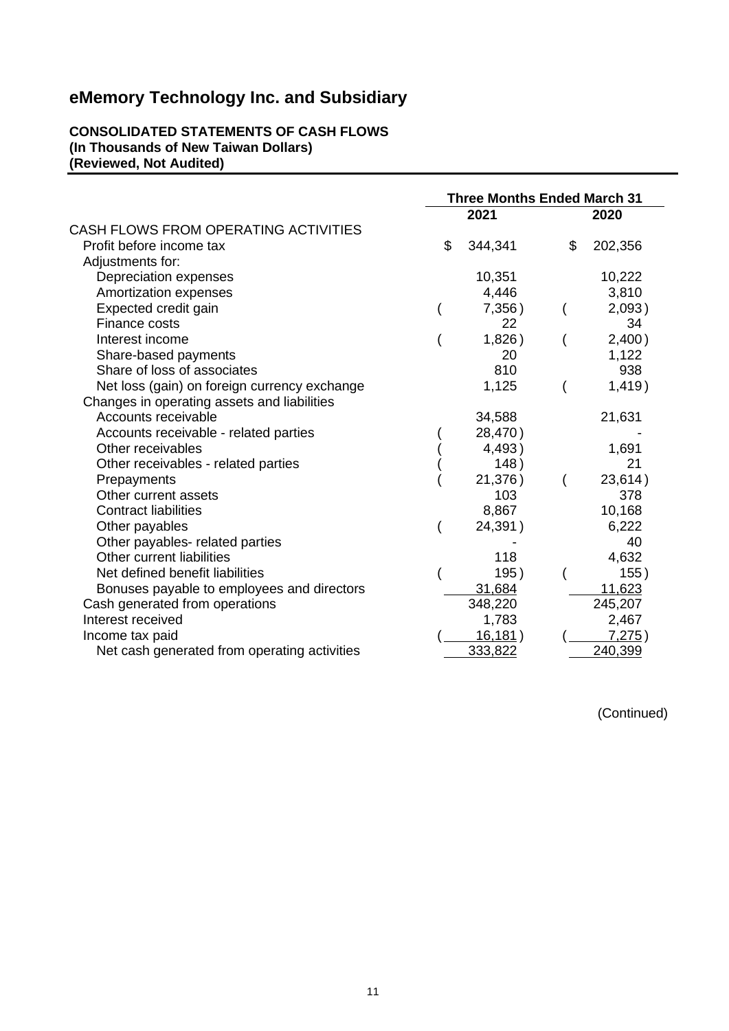# eMemory Technology Inc. and Subsidiary

**CONSOLIDATED STATEMENTS OF CASH FLOWS**
**(In Thousands of New Taiwan Dollars)**
**(Reviewed, Not Audited)**

| | Three Months Ended March 31 | |
|---|---|---|
| | 2021 | 2020 |
| CASH FLOWS FROM OPERATING ACTIVITIES | | |
| Profit before income tax | $ 344,341 | $ 202,356 |
| Adjustments for: | | |
| Depreciation expenses | 10,351 | 10,222 |
| Amortization expenses | 4,446 | 3,810 |
| Expected credit gain | ( 7,356 ) | ( 2,093 ) |
| Finance costs | 22 | 34 |
| Interest income | ( 1,826 ) | ( 2,400 ) |
| Share-based payments | 20 | 1,122 |
| Share of loss of associates | 810 | 938 |
| Net loss (gain) on foreign currency exchange | 1,125 | ( 1,419 ) |
| Changes in operating assets and liabilities | | |
| Accounts receivable | 34,588 | 21,631 |
| Accounts receivable - related parties | ( 28,470 ) | - |
| Other receivables | ( 4,493 ) | 1,691 |
| Other receivables - related parties | ( 148 ) | 21 |
| Prepayments | ( 21,376 ) | ( 23,614 ) |
| Other current assets | 103 | 378 |
| Contract liabilities | 8,867 | 10,168 |
| Other payables | ( 24,391 ) | 6,222 |
| Other payables- related parties | - | 40 |
| Other current liabilities | 118 | 4,632 |
| Net defined benefit liabilities | ( 195 ) | ( 155 ) |
| Bonuses payable to employees and directors | 31,684 | 11,623 |
| Cash generated from operations | 348,220 | 245,207 |
| Interest received | 1,783 | 2,467 |
| Income tax paid | ( 16,181 ) | ( 7,275 ) |
| Net cash generated from operating activities | 333,822 | 240,399 |

(Continued)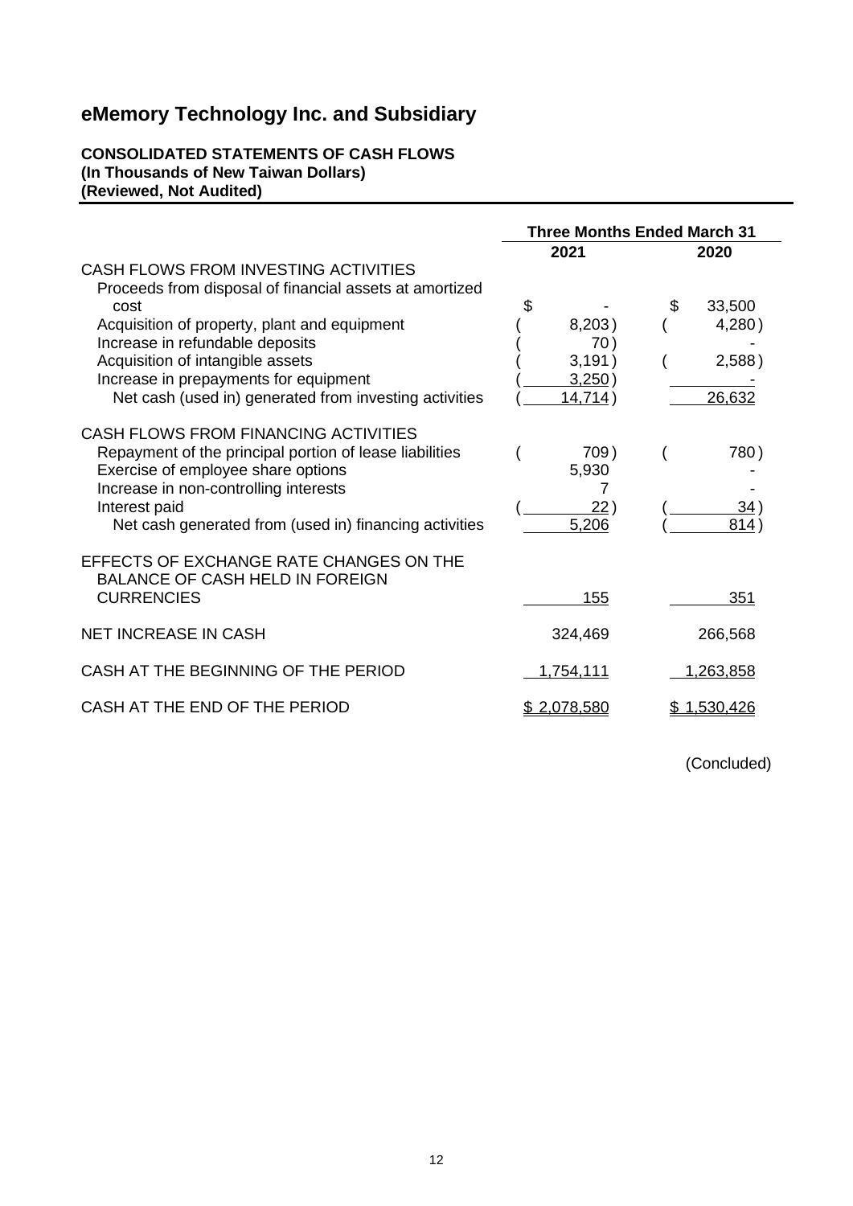# eMemory Technology Inc. and Subsidiary

**CONSOLIDATED STATEMENTS OF CASH FLOWS**
**(In Thousands of New Taiwan Dollars)**
**(Reviewed, Not Audited)**

| | Three Months Ended March 31 | |
|---|---|---|
| | 2021 | 2020 |
| CASH FLOWS FROM INVESTING ACTIVITIES | | |
| Proceeds from disposal of financial assets at amortized cost | $ - | $ 33,500 |
| Acquisition of property, plant and equipment | ( 8,203 ) | ( 4,280 ) |
| Increase in refundable deposits | ( 70 ) | - |
| Acquisition of intangible assets | ( 3,191 ) | ( 2,588 ) |
| Increase in prepayments for equipment | ( 3,250 ) | - |
| Net cash (used in) generated from investing activities | ( 14,714 ) | 26,632 |
| CASH FLOWS FROM FINANCING ACTIVITIES | | |
| Repayment of the principal portion of lease liabilities | ( 709 ) | ( 780 ) |
| Exercise of employee share options | 5,930 | - |
| Increase in non-controlling interests | 7 | - |
| Interest paid | ( 22 ) | ( 34 ) |
| Net cash generated from (used in) financing activities | 5,206 | ( 814 ) |
| EFFECTS OF EXCHANGE RATE CHANGES ON THE BALANCE OF CASH HELD IN FOREIGN CURRENCIES | 155 | 351 |
| NET INCREASE IN CASH | 324,469 | 266,568 |
| CASH AT THE BEGINNING OF THE PERIOD | 1,754,111 | 1,263,858 |
| CASH AT THE END OF THE PERIOD | $ 2,078,580 | $ 1,530,426 |

(Concluded)